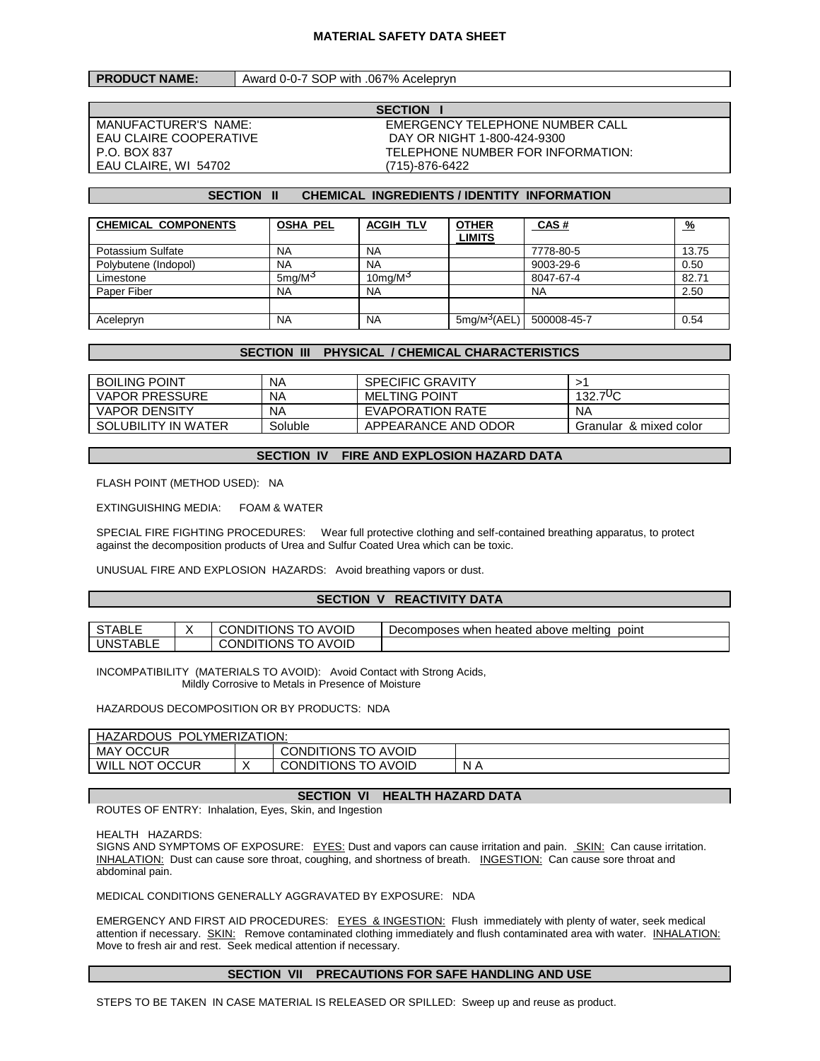# MATERIAL SAFETY DATA SHEET

| PRODUCT NAME: | Award 0-0-7 SOP with .067% Acelepryn |
|---|---|

## SECTION I

MANUFACTURER'S NAME:
EAU CLAIRE COOPERATIVE
P.O. BOX 837
EAU CLAIRE, WI 54702

EMERGENCY TELEPHONE NUMBER CALL
DAY OR NIGHT 1-800-424-9300
TELEPHONE NUMBER FOR INFORMATION:
(715)-876-6422

## SECTION II CHEMICAL INGREDIENTS / IDENTITY INFORMATION

| CHEMICAL COMPONENTS | OSHA PEL | ACGIH TLV | OTHER LIMITS | CAS # | % |
|---|---|---|---|---|---|
| Potassium Sulfate | NA | NA | | 7778-80-5 | 13.75 |
| Polybutene (Indopol) | NA | NA | | 9003-29-6 | 0.50 |
| Limestone | $5mg/M^3$ | $10mg/M^3$ | | 8047-67-4 | 82.71 |
| Paper Fiber | NA | NA | | NA | 2.50 |
| | | | | | |
| Acelepryn | NA | NA | $5mg/M^3$(AEL) | 500008-45-7 | 0.54 |

## SECTION III PHYSICAL / CHEMICAL CHARACTERISTICS

| | | | |
|---|---|---|---|
| BOILING POINT | NA | SPECIFIC GRAVITY | >1 |
| VAPOR PRESSURE | NA | MELTING POINT | $132.7^0C$ |
| VAPOR DENSITY | NA | EVAPORATION RATE | NA |
| SOLUBILITY IN WATER | Soluble | APPEARANCE AND ODOR | Granular & mixed color |

## SECTION IV FIRE AND EXPLOSION HAZARD DATA

FLASH POINT (METHOD USED): NA

EXTINGUISHING MEDIA: FOAM & WATER

SPECIAL FIRE FIGHTING PROCEDURES: Wear full protective clothing and self-contained breathing apparatus, to protect against the decomposition products of Urea and Sulfur Coated Urea which can be toxic.

UNUSUAL FIRE AND EXPLOSION HAZARDS: Avoid breathing vapors or dust.

## SECTION V REACTIVITY DATA

| | | | |
|---|---|---|---|
| STABLE | X | CONDITIONS TO AVOID | Decomposes when heated above melting point |
| UNSTABLE | | CONDITIONS TO AVOID | |

INCOMPATIBILITY (MATERIALS TO AVOID): Avoid Contact with Strong Acids,
Mildly Corrosive to Metals in Presence of Moisture

HAZARDOUS DECOMPOSITION OR BY PRODUCTS: NDA

| HAZARDOUS POLYMERIZATION: | | | |
|---|---|---|---|
| MAY OCCUR | | CONDITIONS TO AVOID | |
| WILL NOT OCCUR | X | CONDITIONS TO AVOID | N A |

## SECTION VI HEALTH HAZARD DATA

ROUTES OF ENTRY: Inhalation, Eyes, Skin, and Ingestion

HEALTH HAZARDS:
SIGNS AND SYMPTOMS OF EXPOSURE: EYES: Dust and vapors can cause irritation and pain. SKIN: Can cause irritation. INHALATION: Dust can cause sore throat, coughing, and shortness of breath. INGESTION: Can cause sore throat and abdominal pain.

MEDICAL CONDITIONS GENERALLY AGGRAVATED BY EXPOSURE: NDA

EMERGENCY AND FIRST AID PROCEDURES: EYES & INGESTION: Flush immediately with plenty of water, seek medical attention if necessary. SKIN: Remove contaminated clothing immediately and flush contaminated area with water. INHALATION: Move to fresh air and rest. Seek medical attention if necessary.

## SECTION VII PRECAUTIONS FOR SAFE HANDLING AND USE

STEPS TO BE TAKEN IN CASE MATERIAL IS RELEASED OR SPILLED: Sweep up and reuse as product.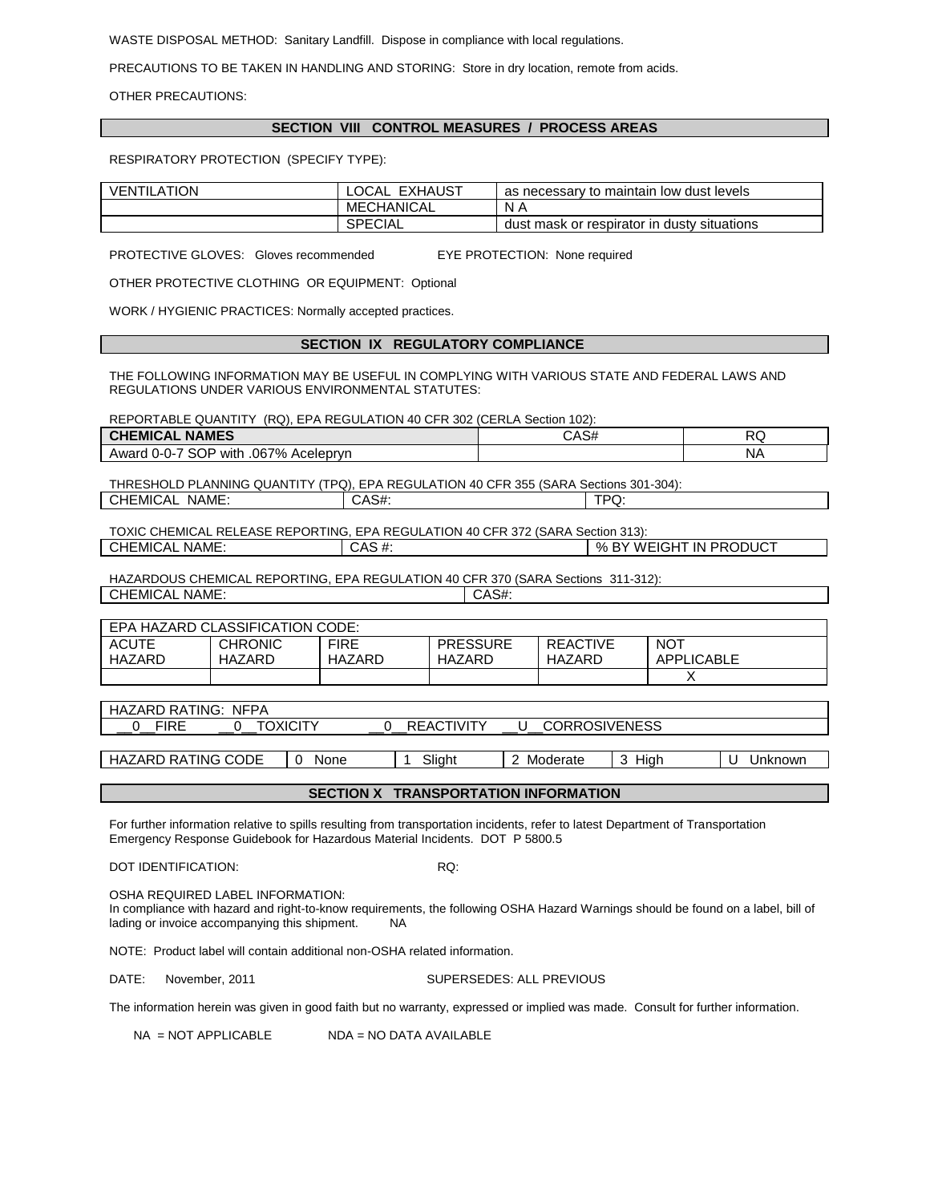WASTE DISPOSAL METHOD: Sanitary Landfill. Dispose in compliance with local regulations.

PRECAUTIONS TO BE TAKEN IN HANDLING AND STORING: Store in dry location, remote from acids.

OTHER PRECAUTIONS:

## SECTION VIII CONTROL MEASURES / PROCESS AREAS

RESPIRATORY PROTECTION (SPECIFY TYPE):

| | | |
|---|---|---|
| VENTILATION | LOCAL EXHAUST | as necessary to maintain low dust levels |
| | MECHANICAL | N A |
| | SPECIAL | dust mask or respirator in dusty situations |

PROTECTIVE GLOVES: Gloves recommended EYE PROTECTION: None required

OTHER PROTECTIVE CLOTHING OR EQUIPMENT: Optional

WORK / HYGIENIC PRACTICES: Normally accepted practices.

## SECTION IX REGULATORY COMPLIANCE

THE FOLLOWING INFORMATION MAY BE USEFUL IN COMPLYING WITH VARIOUS STATE AND FEDERAL LAWS AND REGULATIONS UNDER VARIOUS ENVIRONMENTAL STATUTES:

REPORTABLE QUANTITY (RQ), EPA REGULATION 40 CFR 302 (CERLA Section 102):

| CHEMICAL NAMES | CAS# | RQ |
|---|---|---|
| Award 0-0-7 SOP with .067% Acelepryn | | NA |

THRESHOLD PLANNING QUANTITY (TPQ), EPA REGULATION 40 CFR 355 (SARA Sections 301-304):

| CHEMICAL NAME: | CAS#: | TPQ: |
|---|---|---|

TOXIC CHEMICAL RELEASE REPORTING, EPA REGULATION 40 CFR 372 (SARA Section 313):

| CHEMICAL NAME: | CAS #: | % BY WEIGHT IN PRODUCT |
|---|---|---|

HAZARDOUS CHEMICAL REPORTING, EPA REGULATION 40 CFR 370 (SARA Sections 311-312):

| CHEMICAL NAME: | CAS#: |
|---|---|

| EPA HAZARD CLASSIFICATION CODE: | | | | | |
|---|---|---|---|---|---|
| ACUTE HAZARD | CHRONIC HAZARD | FIRE HAZARD | PRESSURE HAZARD | REACTIVE HAZARD | NOT APPLICABLE |
| | | | | | X |

HAZARD RATING: NFPA

__0__FIRE __0__TOXICITY __0__REACTIVITY __U__CORROSIVENESS

| HAZARD RATING CODE | 0 None | 1 Slight | 2 Moderate | 3 High | U Unknown |
|---|---|---|---|---|---|

## SECTION X TRANSPORTATION INFORMATION

For further information relative to spills resulting from transportation incidents, refer to latest Department of Transportation Emergency Response Guidebook for Hazardous Material Incidents. DOT P 5800.5

DOT IDENTIFICATION: RQ:

OSHA REQUIRED LABEL INFORMATION:
In compliance with hazard and right-to-know requirements, the following OSHA Hazard Warnings should be found on a label, bill of lading or invoice accompanying this shipment. NA

NOTE: Product label will contain additional non-OSHA related information.

DATE: November, 2011 SUPERSEDES: ALL PREVIOUS

The information herein was given in good faith but no warranty, expressed or implied was made. Consult for further information.

NA = NOT APPLICABLE NDA = NO DATA AVAILABLE